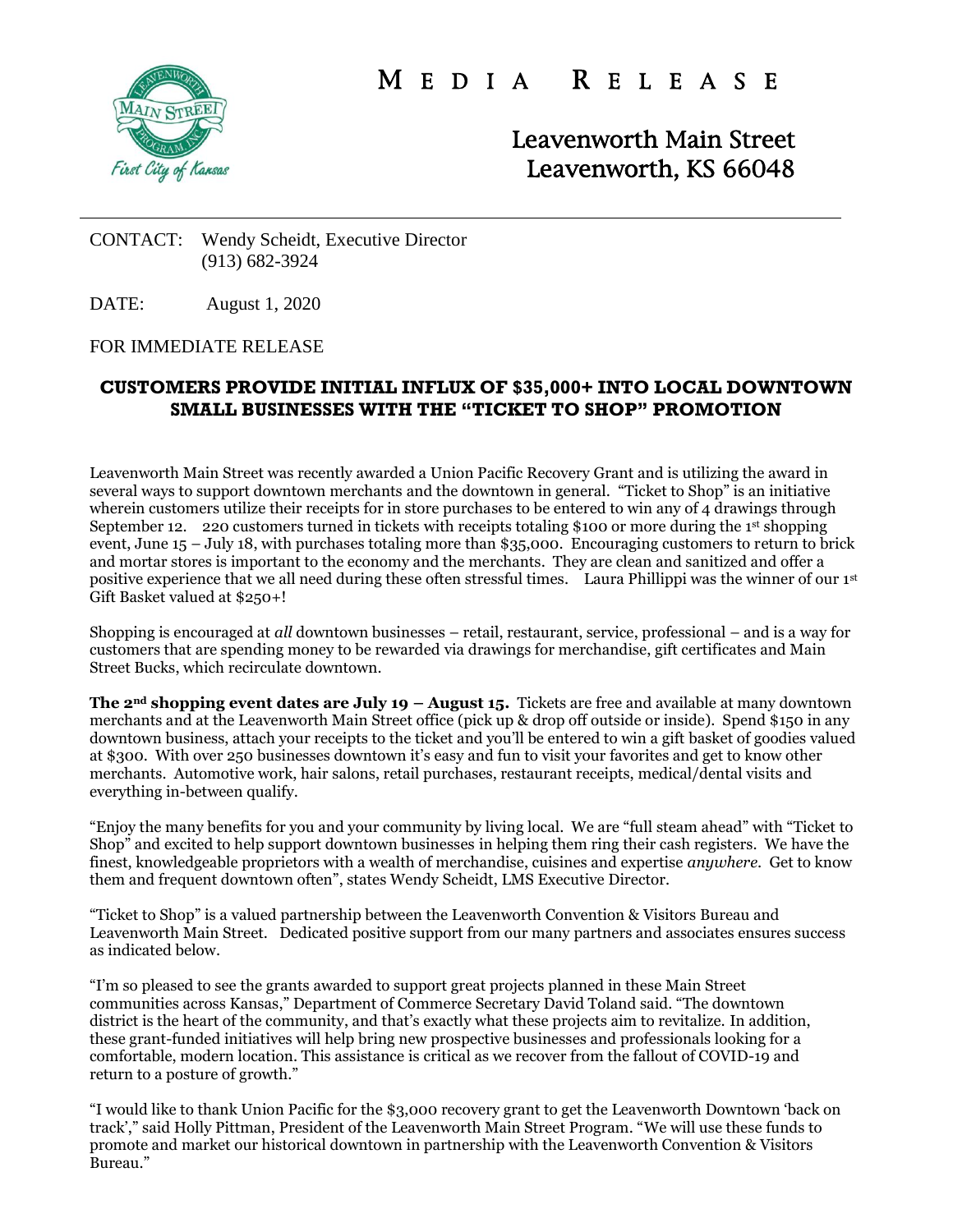# MEDIA RELEASE

## Leavenworth Main Street
## Leavenworth, KS 66048

CONTACT: Wendy Scheidt, Executive Director
(913) 682-3924

DATE: August 1, 2020

FOR IMMEDIATE RELEASE

**CUSTOMERS PROVIDE INITIAL INFLUX OF $35,000+ INTO LOCAL DOWNTOWN SMALL BUSINESSES WITH THE "TICKET TO SHOP" PROMOTION**

Leavenworth Main Street was recently awarded a Union Pacific Recovery Grant and is utilizing the award in several ways to support downtown merchants and the downtown in general. "Ticket to Shop" is an initiative wherein customers utilize their receipts for in store purchases to be entered to win any of 4 drawings through September 12. 220 customers turned in tickets with receipts totaling $100 or more during the 1st shopping event, June 15 – July 18, with purchases totaling more than $35,000. Encouraging customers to return to brick and mortar stores is important to the economy and the merchants. They are clean and sanitized and offer a positive experience that we all need during these often stressful times. Laura Phillippi was the winner of our 1st Gift Basket valued at $250+!

Shopping is encouraged at *all* downtown businesses – retail, restaurant, service, professional – and is a way for customers that are spending money to be rewarded via drawings for merchandise, gift certificates and Main Street Bucks, which recirculate downtown.

**The 2nd shopping event dates are July 19 – August 15.** Tickets are free and available at many downtown merchants and at the Leavenworth Main Street office (pick up & drop off outside or inside). Spend $150 in any downtown business, attach your receipts to the ticket and you'll be entered to win a gift basket of goodies valued at $300. With over 250 businesses downtown it's easy and fun to visit your favorites and get to know other merchants. Automotive work, hair salons, retail purchases, restaurant receipts, medical/dental visits and everything in-between qualify.

"Enjoy the many benefits for you and your community by living local. We are "full steam ahead" with "Ticket to Shop" and excited to help support downtown businesses in helping them ring their cash registers. We have the finest, knowledgeable proprietors with a wealth of merchandise, cuisines and expertise *anywhere*. Get to know them and frequent downtown often", states Wendy Scheidt, LMS Executive Director.

"Ticket to Shop" is a valued partnership between the Leavenworth Convention & Visitors Bureau and Leavenworth Main Street. Dedicated positive support from our many partners and associates ensures success as indicated below.

"I'm so pleased to see the grants awarded to support great projects planned in these Main Street communities across Kansas," Department of Commerce Secretary David Toland said. "The downtown district is the heart of the community, and that's exactly what these projects aim to revitalize. In addition, these grant-funded initiatives will help bring new prospective businesses and professionals looking for a comfortable, modern location. This assistance is critical as we recover from the fallout of COVID-19 and return to a posture of growth."

"I would like to thank Union Pacific for the $3,000 recovery grant to get the Leavenworth Downtown 'back on track'," said Holly Pittman, President of the Leavenworth Main Street Program. "We will use these funds to promote and market our historical downtown in partnership with the Leavenworth Convention & Visitors Bureau."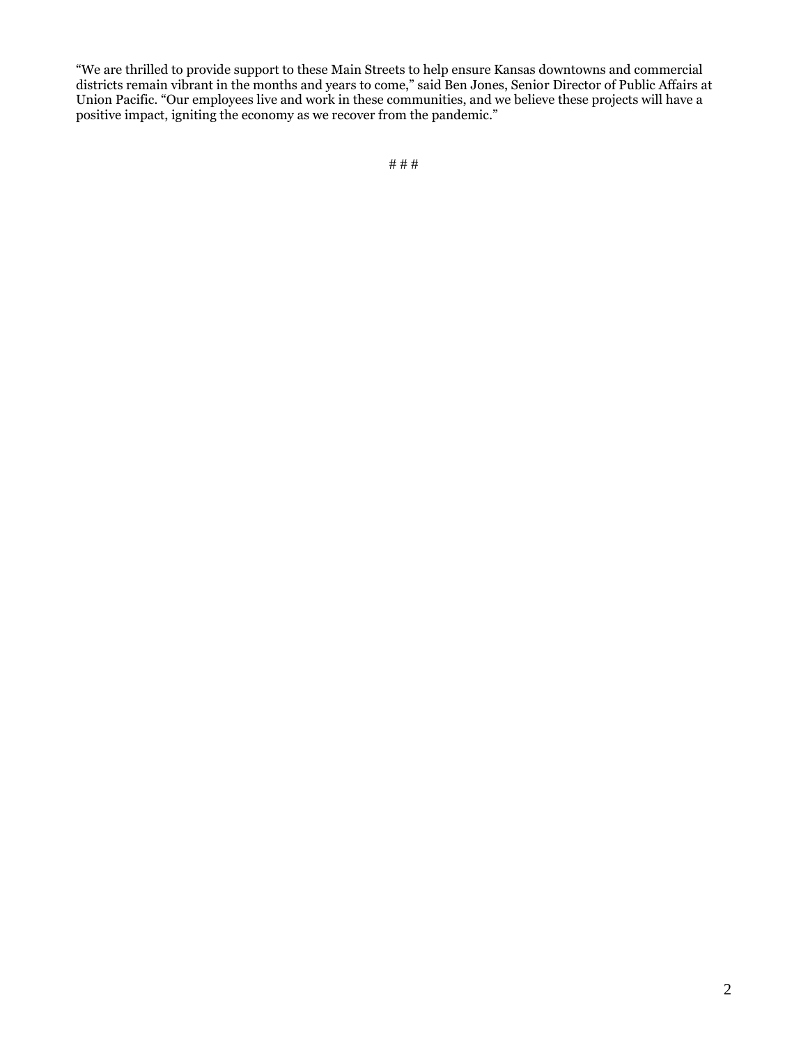“We are thrilled to provide support to these Main Streets to help ensure Kansas downtowns and commercial districts remain vibrant in the months and years to come,” said Ben Jones, Senior Director of Public Affairs at Union Pacific. “Our employees live and work in these communities, and we believe these projects will have a positive impact, igniting the economy as we recover from the pandemic.”

# # #